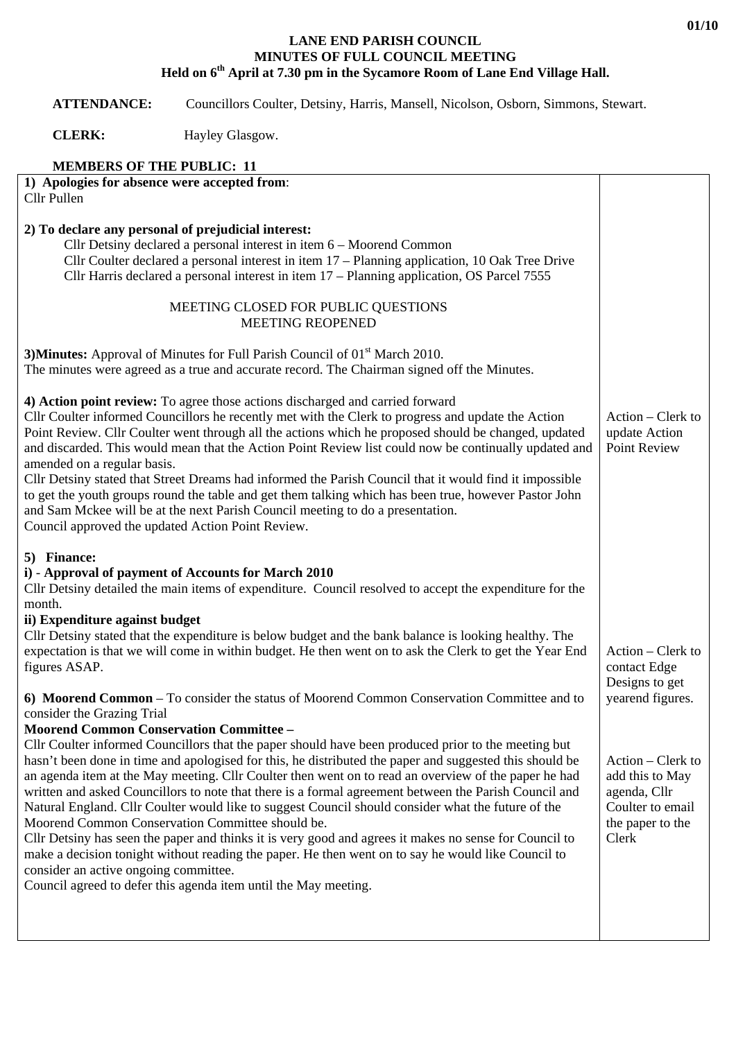# LANE END PARISH COUNCIL
## MINUTES OF FULL COUNCIL MEETING
### Held on 6th April at 7.30 pm in the Sycamore Room of Lane End Village Hall.

**ATTENDANCE:** Councillors Coulter, Detsiny, Harris, Mansell, Nicolson, Osborn, Simmons, Stewart.

**CLERK:** Hayley Glasgow.

**MEMBERS OF THE PUBLIC: 11**

| | |
|---|---|
| **1) Apologies for absence were accepted from**:<br>Cllr Pullen | |
| **2) To declare any personal of prejudicial interest:**<br>Cllr Detsiny declared a personal interest in item 6 – Moorend Common<br>Cllr Coulter declared a personal interest in item 17 – Planning application, 10 Oak Tree Drive<br>Cllr Harris declared a personal interest in item 17 – Planning application, OS Parcel 7555<br><br>MEETING CLOSED FOR PUBLIC QUESTIONS<br>MEETING REOPENED | |
| **3)Minutes:** Approval of Minutes for Full Parish Council of 01st March 2010.<br>The minutes were agreed as a true and accurate record. The Chairman signed off the Minutes. | |
| **4) Action point review:** To agree those actions discharged and carried forward<br>Cllr Coulter informed Councillors he recently met with the Clerk to progress and update the Action Point Review. Cllr Coulter went through all the actions which he proposed should be changed, updated and discarded. This would mean that the Action Point Review list could now be continually updated and amended on a regular basis.<br>Cllr Detsiny stated that Street Dreams had informed the Parish Council that it would find it impossible to get the youth groups round the table and get them talking which has been true, however Pastor John and Sam Mckee will be at the next Parish Council meeting to do a presentation.<br>Council approved the updated Action Point Review. | Action – Clerk to update Action Point Review |
| **5) Finance:**<br>**i) - Approval of payment of Accounts for March 2010**<br>Cllr Detsiny detailed the main items of expenditure. Council resolved to accept the expenditure for the month.<br>**ii) Expenditure against budget**<br>Cllr Detsiny stated that the expenditure is below budget and the bank balance is looking healthy. The expectation is that we will come in within budget. He then went on to ask the Clerk to get the Year End figures ASAP. | Action – Clerk to contact Edge Designs to get yearend figures. |
| **6) Moorend Common** – To consider the status of Moorend Common Conservation Committee and to consider the Grazing Trial<br>**Moorend Common Conservation Committee –**<br>Cllr Coulter informed Councillors that the paper should have been produced prior to the meeting but hasn't been done in time and apologised for this, he distributed the paper and suggested this should be an agenda item at the May meeting. Cllr Coulter then went on to read an overview of the paper he had written and asked Councillors to note that there is a formal agreement between the Parish Council and Natural England. Cllr Coulter would like to suggest Council should consider what the future of the Moorend Common Conservation Committee should be.<br>Cllr Detsiny has seen the paper and thinks it is very good and agrees it makes no sense for Council to make a decision tonight without reading the paper. He then went on to say he would like Council to consider an active ongoing committee.<br>Council agreed to defer this agenda item until the May meeting. | Action – Clerk to add this to May agenda, Cllr Coulter to email the paper to the Clerk |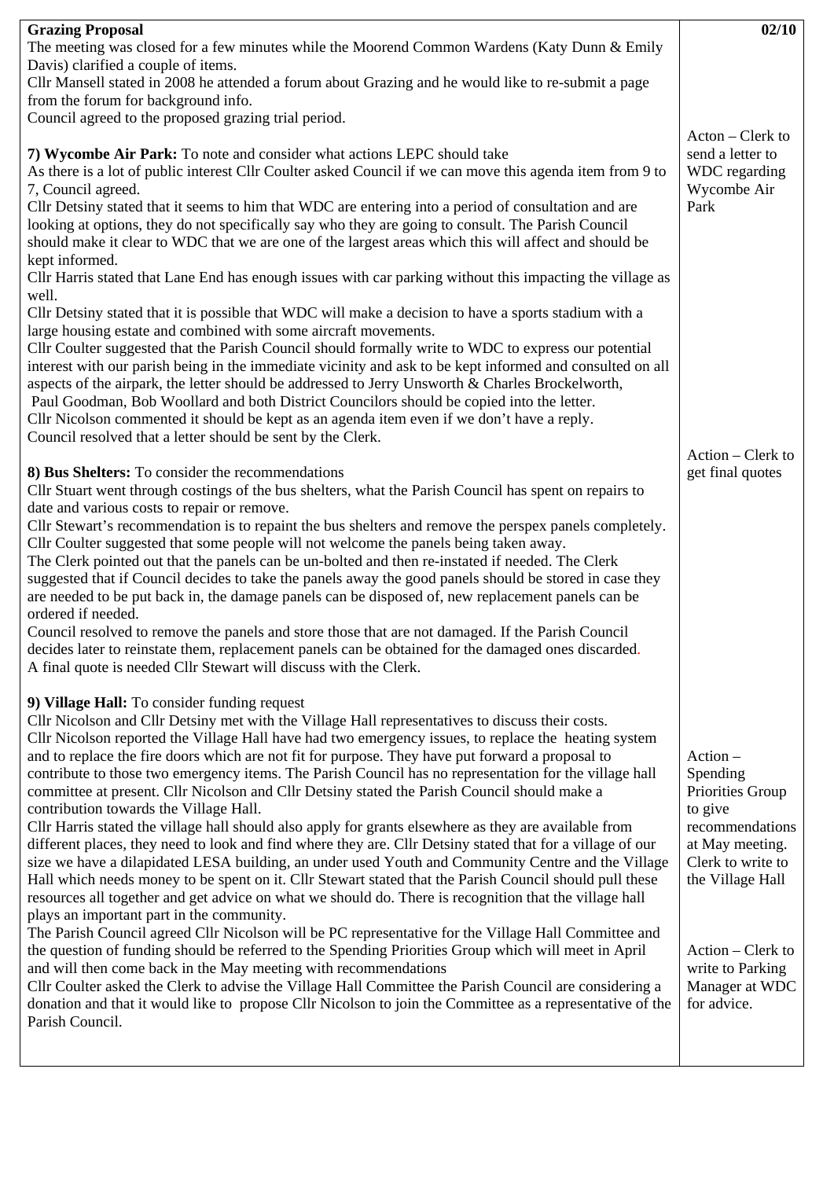**Grazing Proposal**

The meeting was closed for a few minutes while the Moorend Common Wardens (Katy Dunn & Emily Davis) clarified a couple of items.

Cllr Mansell stated in 2008 he attended a forum about Grazing and he would like to re-submit a page from the forum for background info.

Council agreed to the proposed grazing trial period.

**7) Wycombe Air Park:** To note and consider what actions LEPC should take

*Acton – Clerk to send a letter to WDC regarding Wycombe Air Park*

As there is a lot of public interest Cllr Coulter asked Council if we can move this agenda item from 9 to 7, Council agreed.

Cllr Detsiny stated that it seems to him that WDC are entering into a period of consultation and are looking at options, they do not specifically say who they are going to consult. The Parish Council should make it clear to WDC that we are one of the largest areas which this will affect and should be kept informed.

Cllr Harris stated that Lane End has enough issues with car parking without this impacting the village as well.

Cllr Detsiny stated that it is possible that WDC will make a decision to have a sports stadium with a large housing estate and combined with some aircraft movements.

Cllr Coulter suggested that the Parish Council should formally write to WDC to express our potential interest with our parish being in the immediate vicinity and ask to be kept informed and consulted on all aspects of the airpark, the letter should be addressed to Jerry Unsworth & Charles Brockelworth, Paul Goodman, Bob Woollard and both District Councilors should be copied into the letter.

Cllr Nicolson commented it should be kept as an agenda item even if we don't have a reply.

Council resolved that a letter should be sent by the Clerk.

**8) Bus Shelters:** To consider the recommendations

*Action – Clerk to get final quotes*

Cllr Stuart went through costings of the bus shelters, what the Parish Council has spent on repairs to date and various costs to repair or remove.

Cllr Stewart's recommendation is to repaint the bus shelters and remove the perspex panels completely.

Cllr Coulter suggested that some people will not welcome the panels being taken away.

The Clerk pointed out that the panels can be un-bolted and then re-instated if needed. The Clerk suggested that if Council decides to take the panels away the good panels should be stored in case they are needed to be put back in, the damage panels can be disposed of, new replacement panels can be ordered if needed.

Council resolved to remove the panels and store those that are not damaged. If the Parish Council decides later to reinstate them, replacement panels can be obtained for the damaged ones discarded.

A final quote is needed Cllr Stewart will discuss with the Clerk.

**9) Village Hall:** To consider funding request

*Action – Spending Priorities Group to give recommendations at May meeting. Clerk to write to the Village Hall*

Cllr Nicolson and Cllr Detsiny met with the Village Hall representatives to discuss their costs.

Cllr Nicolson reported the Village Hall have had two emergency issues, to replace the heating system and to replace the fire doors which are not fit for purpose. They have put forward a proposal to contribute to those two emergency items. The Parish Council has no representation for the village hall committee at present. Cllr Nicolson and Cllr Detsiny stated the Parish Council should make a contribution towards the Village Hall.

Cllr Harris stated the village hall should also apply for grants elsewhere as they are available from different places, they need to look and find where they are. Cllr Detsiny stated that for a village of our size we have a dilapidated LESA building, an under used Youth and Community Centre and the Village Hall which needs money to be spent on it. Cllr Stewart stated that the Parish Council should pull these resources all together and get advice on what we should do. There is recognition that the village hall plays an important part in the community.

The Parish Council agreed Cllr Nicolson will be PC representative for the Village Hall Committee and the question of funding should be referred to the Spending Priorities Group which will meet in April and will then come back in the May meeting with recommendations

*Action – Clerk to write to Parking Manager at WDC for advice.*

Cllr Coulter asked the Clerk to advise the Village Hall Committee the Parish Council are considering a donation and that it would like to propose Cllr Nicolson to join the Committee as a representative of the Parish Council.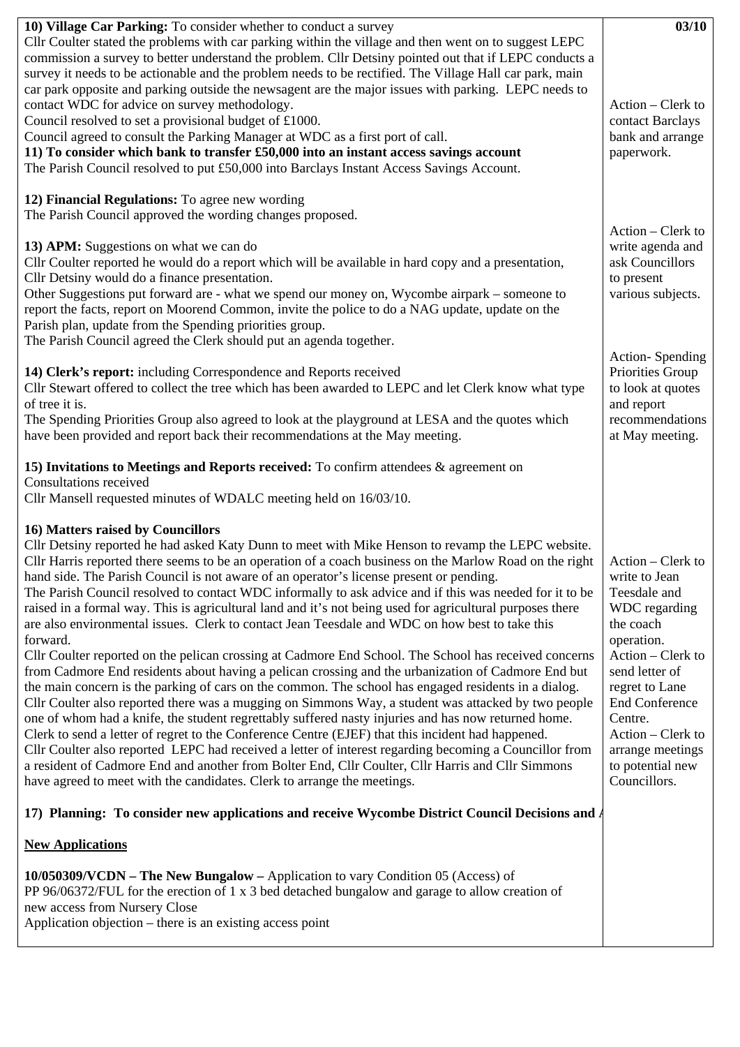| | 03/10 |
|---|---|
| **10) Village Car Parking:** To consider whether to conduct a survey<br>Cllr Coulter stated the problems with car parking within the village and then went on to suggest LEPC commission a survey to better understand the problem. Cllr Detsiny pointed out that if LEPC conducts a survey it needs to be actionable and the problem needs to be rectified. The Village Hall car park, main car park opposite and parking outside the newsagent are the major issues with parking. LEPC needs to contact WDC for advice on survey methodology.<br>Council resolved to set a provisional budget of £1000.<br>Council agreed to consult the Parking Manager at WDC as a first port of call. | |
| **11) To consider which bank to transfer £50,000 into an instant access savings account**<br>The Parish Council resolved to put £50,000 into Barclays Instant Access Savings Account. | Action – Clerk to contact Barclays bank and arrange paperwork. |
| **12) Financial Regulations:** To agree new wording<br>The Parish Council approved the wording changes proposed. | |
| **13) APM:** Suggestions on what we can do<br>Cllr Coulter reported he would do a report which will be available in hard copy and a presentation, Cllr Detsiny would do a finance presentation.<br>Other Suggestions put forward are - what we spend our money on, Wycombe airpark – someone to report the facts, report on Moorend Common, invite the police to do a NAG update, update on the Parish plan, update from the Spending priorities group.<br>The Parish Council agreed the Clerk should put an agenda together. | Action – Clerk to write agenda and ask Councillors to present various subjects. |
| **14) Clerk's report:** including Correspondence and Reports received<br>Cllr Stewart offered to collect the tree which has been awarded to LEPC and let Clerk know what type of tree it is.<br>The Spending Priorities Group also agreed to look at the playground at LESA and the quotes which have been provided and report back their recommendations at the May meeting. | Action- Spending Priorities Group to look at quotes and report recommendations at May meeting. |
| **15) Invitations to Meetings and Reports received:** To confirm attendees & agreement on Consultations received<br>Cllr Mansell requested minutes of WDALC meeting held on 16/03/10. | |
| **16) Matters raised by Councillors**<br>Cllr Detsiny reported he had asked Katy Dunn to meet with Mike Henson to revamp the LEPC website.<br>Cllr Harris reported there seems to be an operation of a coach business on the Marlow Road on the right hand side. The Parish Council is not aware of an operator's license present or pending.<br>The Parish Council resolved to contact WDC informally to ask advice and if this was needed for it to be raised in a formal way. This is agricultural land and it's not being used for agricultural purposes there are also environmental issues. Clerk to contact Jean Teesdale and WDC on how best to take this forward.<br>Cllr Coulter reported on the pelican crossing at Cadmore End School. The School has received concerns from Cadmore End residents about having a pelican crossing and the urbanization of Cadmore End but the main concern is the parking of cars on the common. The school has engaged residents in a dialog.<br>Cllr Coulter also reported there was a mugging on Simmons Way, a student was attacked by two people one of whom had a knife, the student regrettably suffered nasty injuries and has now returned home. Clerk to send a letter of regret to the Conference Centre (EJEF) that this incident had happened.<br>Cllr Coulter also reported LEPC had received a letter of interest regarding becoming a Councillor from a resident of Cadmore End and another from Bolter End, Cllr Coulter, Cllr Harris and Cllr Simmons have agreed to meet with the candidates. Clerk to arrange the meetings. | Action – Clerk to write to Jean Teesdale and WDC regarding the coach operation.<br>Action – Clerk to send letter of regret to Lane End Conference Centre.<br>Action – Clerk to arrange meetings to potential new Councillors. |
| **17) Planning: To consider new applications and receive Wycombe District Council Decisions and A**<br><br>**New Applications**<br><br>**10/050309/VCDN – The New Bungalow –** Application to vary Condition 05 (Access) of PP 96/06372/FUL for the erection of 1 x 3 bed detached bungalow and garage to allow creation of new access from Nursery Close<br>Application objection – there is an existing access point | |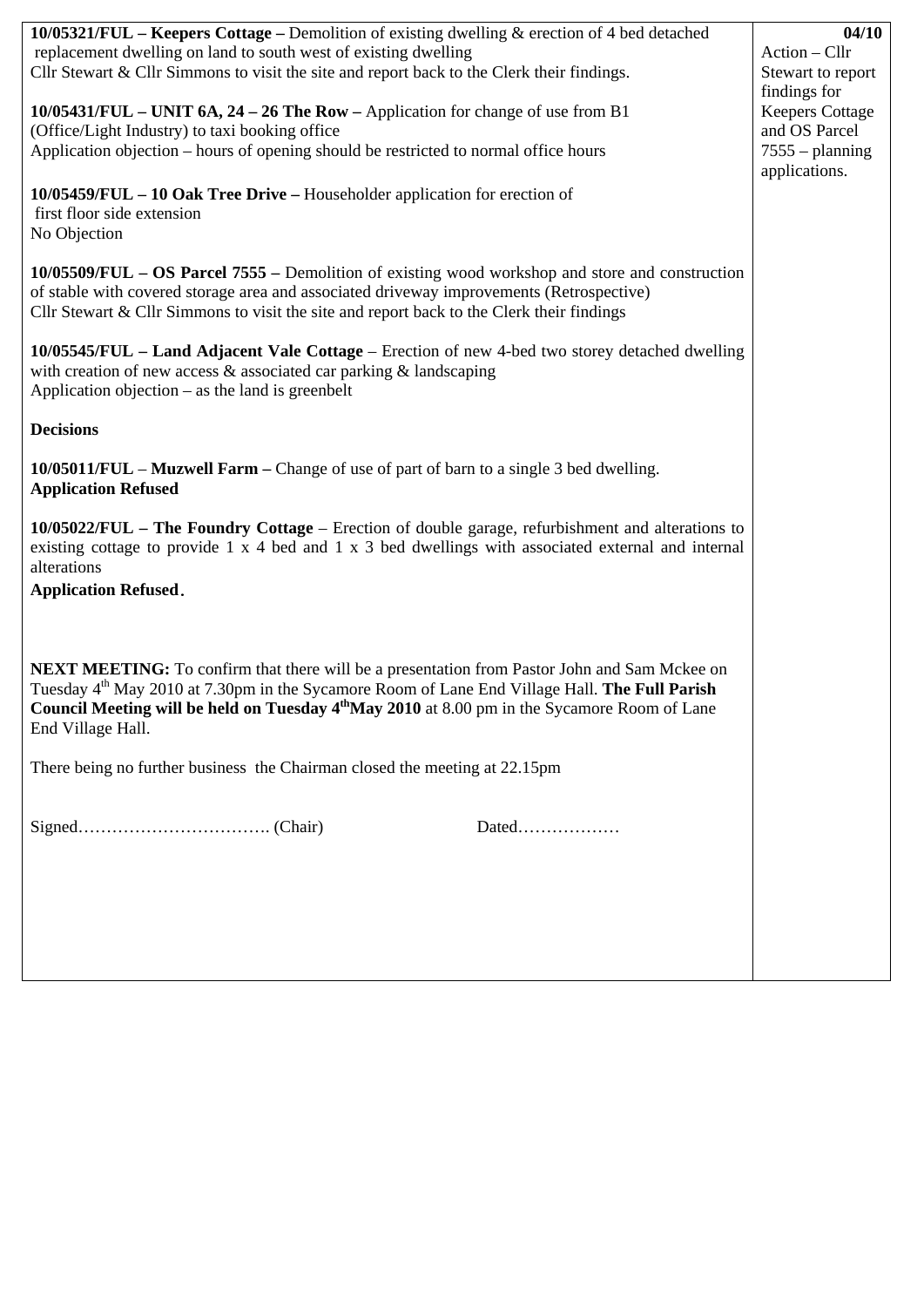| | |
|---|---|
| **10/05321/FUL – Keepers Cottage –** Demolition of existing dwelling & erection of 4 bed detached replacement dwelling on land to south west of existing dwelling<br>Cllr Stewart & Cllr Simmons to visit the site and report back to the Clerk their findings.<br><br>**10/05431/FUL – UNIT 6A, 24 – 26 The Row –** Application for change of use from B1 (Office/Light Industry) to taxi booking office<br>Application objection – hours of opening should be restricted to normal office hours<br><br>**10/05459/FUL – 10 Oak Tree Drive –** Householder application for erection of first floor side extension<br>No Objection<br><br>**10/05509/FUL – OS Parcel 7555 –** Demolition of existing wood workshop and store and construction of stable with covered storage area and associated driveway improvements (Retrospective)<br>Cllr Stewart & Cllr Simmons to visit the site and report back to the Clerk their findings<br><br>**10/05545/FUL – Land Adjacent Vale Cottage** – Erection of new 4-bed two storey detached dwelling with creation of new access & associated car parking & landscaping<br>Application objection – as the land is greenbelt<br><br>**Decisions**<br><br>**10/05011/FUL** – **Muzwell Farm –** Change of use of part of barn to a single 3 bed dwelling.<br>**Application Refused**<br><br>**10/05022/FUL – The Foundry Cottage** – Erection of double garage, refurbishment and alterations to existing cottage to provide 1 x 4 bed and 1 x 3 bed dwellings with associated external and internal alterations<br>**Application Refused**.<br><br>**NEXT MEETING:** To confirm that there will be a presentation from Pastor John and Sam Mckee on Tuesday 4th May 2010 at 7.30pm in the Sycamore Room of Lane End Village Hall. **The Full Parish Council Meeting will be held on Tuesday 4th May 2010** at 8.00 pm in the Sycamore Room of Lane End Village Hall.<br><br>There being no further business the Chairman closed the meeting at 22.15pm<br><br>Signed……………………………. (Chair) Dated……………… | **04/10**<br>Action – Cllr Stewart to report findings for Keepers Cottage and OS Parcel 7555 – planning applications. |